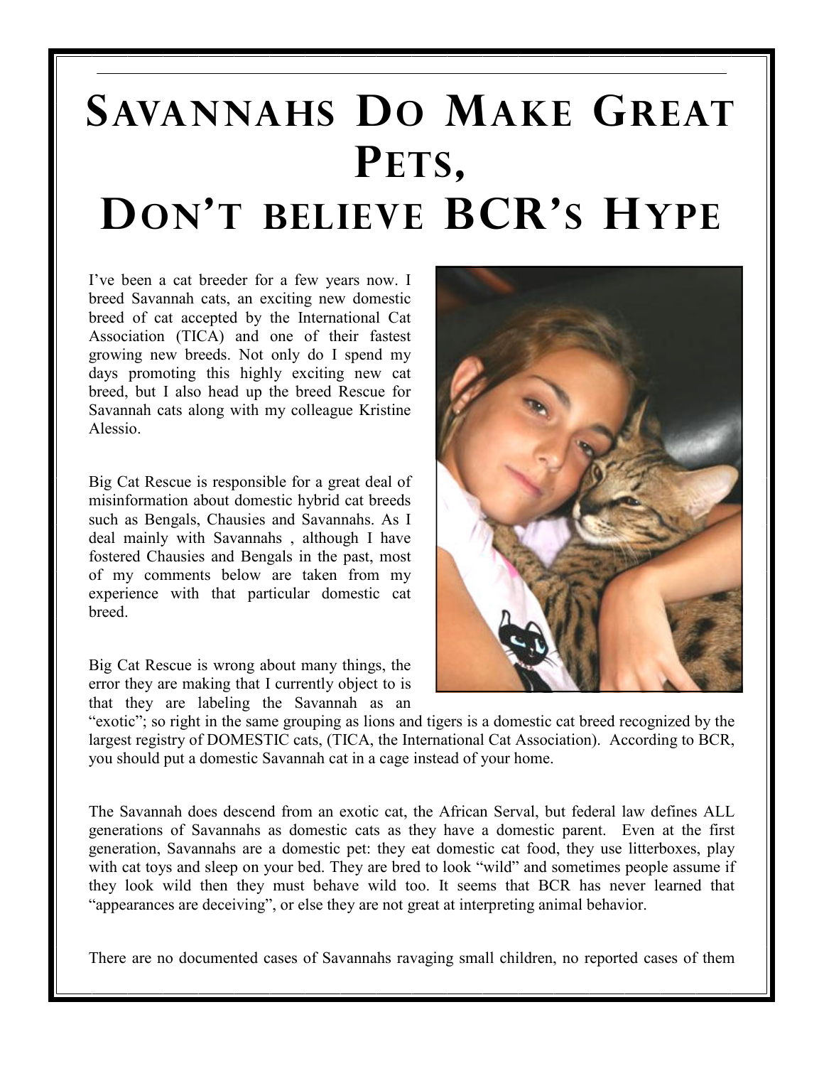# Savannahs Do Make Great Pets, Don't believe BCR's Hype

I've been a cat breeder for a few years now. I breed Savannah cats, an exciting new domestic breed of cat accepted by the International Cat Association (TICA) and one of their fastest growing new breeds. Not only do I spend my days promoting this highly exciting new cat breed, but I also head up the breed Rescue for Savannah cats along with my colleague Kristine Alessio.

Big Cat Rescue is responsible for a great deal of misinformation about domestic hybrid cat breeds such as Bengals, Chausies and Savannahs. As I deal mainly with Savannahs , although I have fostered Chausies and Bengals in the past, most of my comments below are taken from my experience with that particular domestic cat breed.

Big Cat Rescue is wrong about many things, the error they are making that I currently object to is that they are labeling the Savannah as an "exotic"; so right in the same grouping as lions and tigers is a domestic cat breed recognized by the largest registry of DOMESTIC cats, (TICA, the International Cat Association). According to BCR, you should put a domestic Savannah cat in a cage instead of your home.

The Savannah does descend from an exotic cat, the African Serval, but federal law defines ALL generations of Savannahs as domestic cats as they have a domestic parent. Even at the first generation, Savannahs are a domestic pet: they eat domestic cat food, they use litterboxes, play with cat toys and sleep on your bed. They are bred to look "wild" and sometimes people assume if they look wild then they must behave wild too. It seems that BCR has never learned that "appearances are deceiving", or else they are not great at interpreting animal behavior.

There are no documented cases of Savannahs ravaging small children, no reported cases of them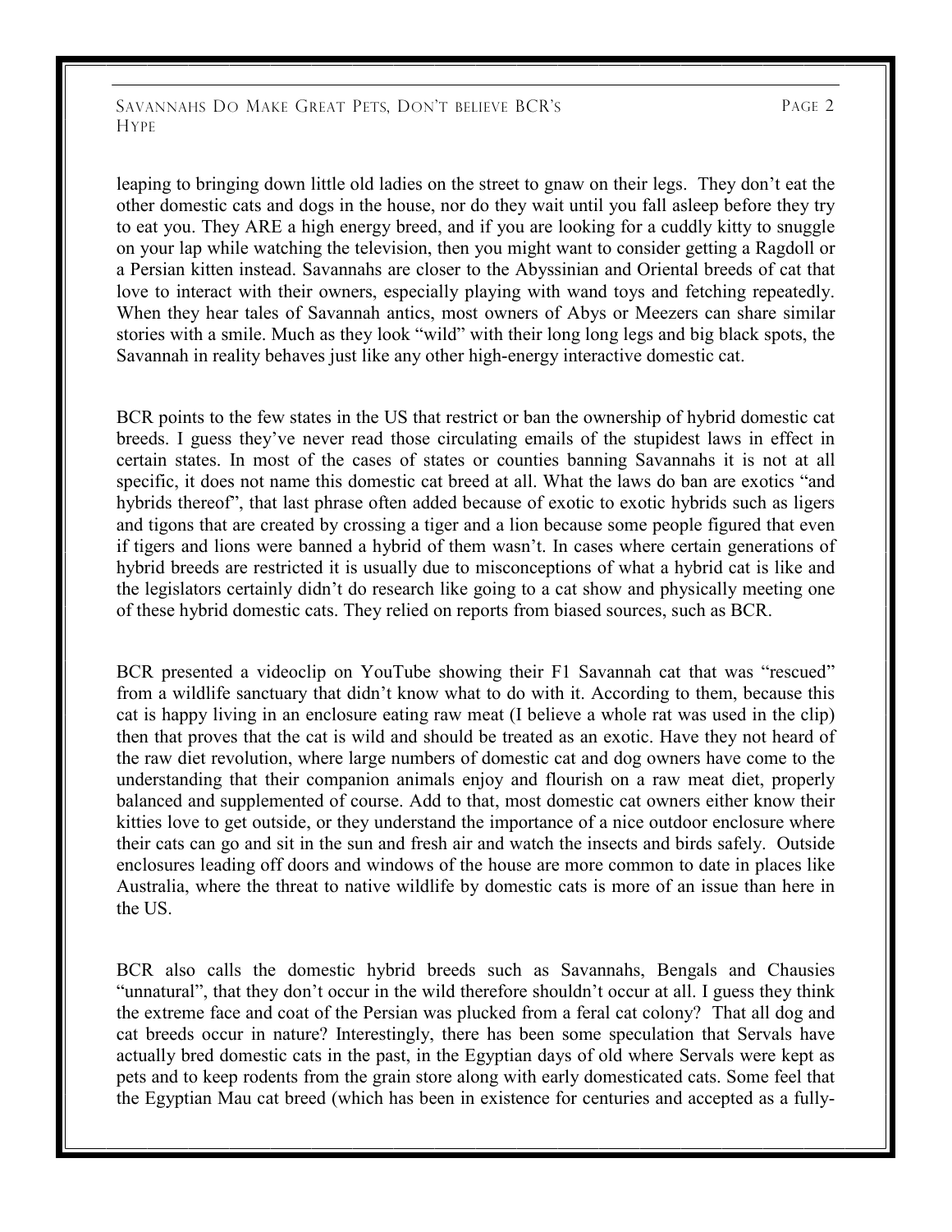leaping to bringing down little old ladies on the street to gnaw on their legs. They don't eat the other domestic cats and dogs in the house, nor do they wait until you fall asleep before they try to eat you. They ARE a high energy breed, and if you are looking for a cuddly kitty to snuggle on your lap while watching the television, then you might want to consider getting a Ragdoll or a Persian kitten instead. Savannahs are closer to the Abyssinian and Oriental breeds of cat that love to interact with their owners, especially playing with wand toys and fetching repeatedly. When they hear tales of Savannah antics, most owners of Abys or Meezers can share similar stories with a smile. Much as they look "wild" with their long long legs and big black spots, the Savannah in reality behaves just like any other high-energy interactive domestic cat.

BCR points to the few states in the US that restrict or ban the ownership of hybrid domestic cat breeds. I guess they've never read those circulating emails of the stupidest laws in effect in certain states. In most of the cases of states or counties banning Savannahs it is not at all specific, it does not name this domestic cat breed at all. What the laws do ban are exotics "and hybrids thereof", that last phrase often added because of exotic to exotic hybrids such as ligers and tigons that are created by crossing a tiger and a lion because some people figured that even if tigers and lions were banned a hybrid of them wasn't. In cases where certain generations of hybrid breeds are restricted it is usually due to misconceptions of what a hybrid cat is like and the legislators certainly didn't do research like going to a cat show and physically meeting one of these hybrid domestic cats. They relied on reports from biased sources, such as BCR.

BCR presented a videoclip on YouTube showing their F1 Savannah cat that was "rescued" from a wildlife sanctuary that didn't know what to do with it. According to them, because this cat is happy living in an enclosure eating raw meat (I believe a whole rat was used in the clip) then that proves that the cat is wild and should be treated as an exotic. Have they not heard of the raw diet revolution, where large numbers of domestic cat and dog owners have come to the understanding that their companion animals enjoy and flourish on a raw meat diet, properly balanced and supplemented of course. Add to that, most domestic cat owners either know their kitties love to get outside, or they understand the importance of a nice outdoor enclosure where their cats can go and sit in the sun and fresh air and watch the insects and birds safely. Outside enclosures leading off doors and windows of the house are more common to date in places like Australia, where the threat to native wildlife by domestic cats is more of an issue than here in the US.

BCR also calls the domestic hybrid breeds such as Savannahs, Bengals and Chausies "unnatural", that they don't occur in the wild therefore shouldn't occur at all. I guess they think the extreme face and coat of the Persian was plucked from a feral cat colony? That all dog and cat breeds occur in nature? Interestingly, there has been some speculation that Servals have actually bred domestic cats in the past, in the Egyptian days of old where Servals were kept as pets and to keep rodents from the grain store along with early domesticated cats. Some feel that the Egyptian Mau cat breed (which has been in existence for centuries and accepted as a fully-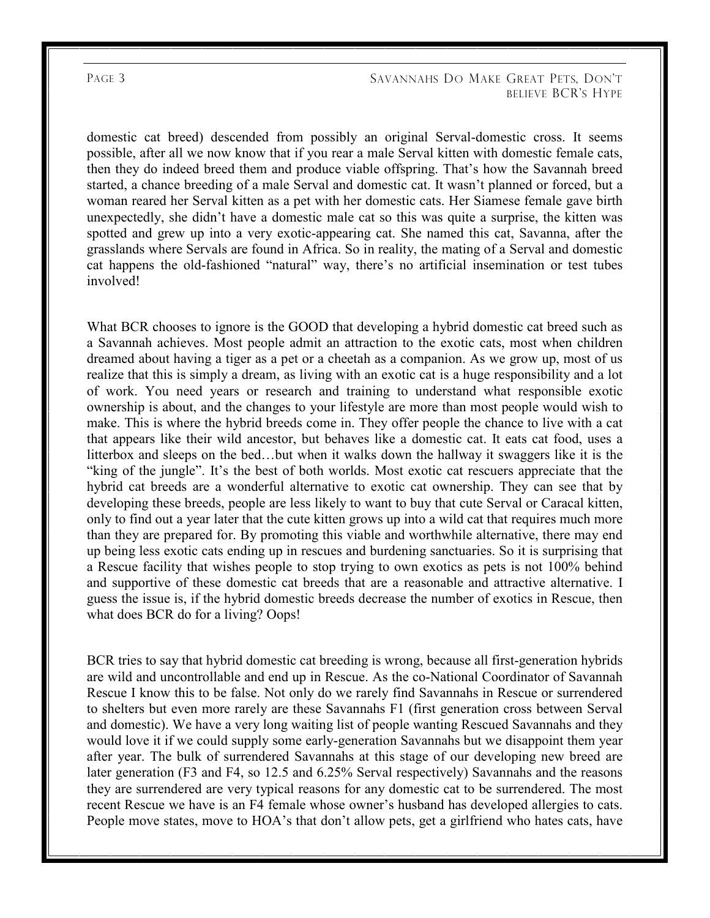domestic cat breed) descended from possibly an original Serval-domestic cross. It seems possible, after all we now know that if you rear a male Serval kitten with domestic female cats, then they do indeed breed them and produce viable offspring. That's how the Savannah breed started, a chance breeding of a male Serval and domestic cat. It wasn't planned or forced, but a woman reared her Serval kitten as a pet with her domestic cats. Her Siamese female gave birth unexpectedly, she didn't have a domestic male cat so this was quite a surprise, the kitten was spotted and grew up into a very exotic-appearing cat. She named this cat, Savanna, after the grasslands where Servals are found in Africa. So in reality, the mating of a Serval and domestic cat happens the old-fashioned "natural" way, there's no artificial insemination or test tubes involved!

What BCR chooses to ignore is the GOOD that developing a hybrid domestic cat breed such as a Savannah achieves. Most people admit an attraction to the exotic cats, most when children dreamed about having a tiger as a pet or a cheetah as a companion. As we grow up, most of us realize that this is simply a dream, as living with an exotic cat is a huge responsibility and a lot of work. You need years or research and training to understand what responsible exotic ownership is about, and the changes to your lifestyle are more than most people would wish to make. This is where the hybrid breeds come in. They offer people the chance to live with a cat that appears like their wild ancestor, but behaves like a domestic cat. It eats cat food, uses a litterbox and sleeps on the bed…but when it walks down the hallway it swaggers like it is the "king of the jungle". It's the best of both worlds. Most exotic cat rescuers appreciate that the hybrid cat breeds are a wonderful alternative to exotic cat ownership. They can see that by developing these breeds, people are less likely to want to buy that cute Serval or Caracal kitten, only to find out a year later that the cute kitten grows up into a wild cat that requires much more than they are prepared for. By promoting this viable and worthwhile alternative, there may end up being less exotic cats ending up in rescues and burdening sanctuaries. So it is surprising that a Rescue facility that wishes people to stop trying to own exotics as pets is not 100% behind and supportive of these domestic cat breeds that are a reasonable and attractive alternative. I guess the issue is, if the hybrid domestic breeds decrease the number of exotics in Rescue, then what does BCR do for a living? Oops!

BCR tries to say that hybrid domestic cat breeding is wrong, because all first-generation hybrids are wild and uncontrollable and end up in Rescue. As the co-National Coordinator of Savannah Rescue I know this to be false. Not only do we rarely find Savannahs in Rescue or surrendered to shelters but even more rarely are these Savannahs F1 (first generation cross between Serval and domestic). We have a very long waiting list of people wanting Rescued Savannahs and they would love it if we could supply some early-generation Savannahs but we disappoint them year after year. The bulk of surrendered Savannahs at this stage of our developing new breed are later generation (F3 and F4, so 12.5 and 6.25% Serval respectively) Savannahs and the reasons they are surrendered are very typical reasons for any domestic cat to be surrendered. The most recent Rescue we have is an F4 female whose owner's husband has developed allergies to cats. People move states, move to HOA's that don't allow pets, get a girlfriend who hates cats, have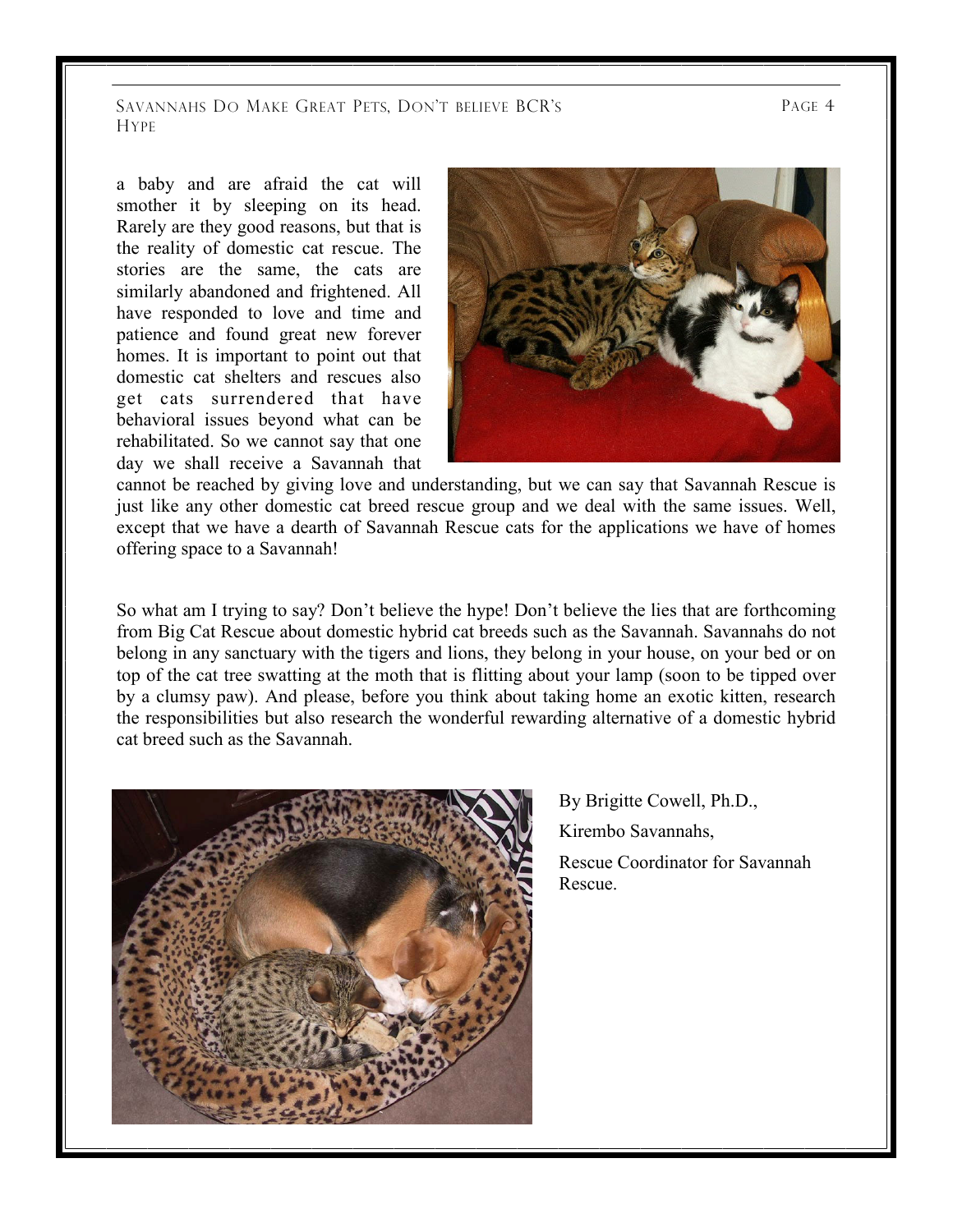a baby and are afraid the cat will smother it by sleeping on its head. Rarely are they good reasons, but that is the reality of domestic cat rescue. The stories are the same, the cats are similarly abandoned and frightened. All have responded to love and time and patience and found great new forever homes. It is important to point out that domestic cat shelters and rescues also get cats surrendered that have behavioral issues beyond what can be rehabilitated. So we cannot say that one day we shall receive a Savannah that cannot be reached by giving love and understanding, but we can say that Savannah Rescue is just like any other domestic cat breed rescue group and we deal with the same issues. Well, except that we have a dearth of Savannah Rescue cats for the applications we have of homes offering space to a Savannah!

So what am I trying to say? Don't believe the hype! Don't believe the lies that are forthcoming from Big Cat Rescue about domestic hybrid cat breeds such as the Savannah. Savannahs do not belong in any sanctuary with the tigers and lions, they belong in your house, on your bed or on top of the cat tree swatting at the moth that is flitting about your lamp (soon to be tipped over by a clumsy paw). And please, before you think about taking home an exotic kitten, research the responsibilities but also research the wonderful rewarding alternative of a domestic hybrid cat breed such as the Savannah.

By Brigitte Cowell, Ph.D.,

Kirembo Savannahs,

Rescue Coordinator for Savannah Rescue.